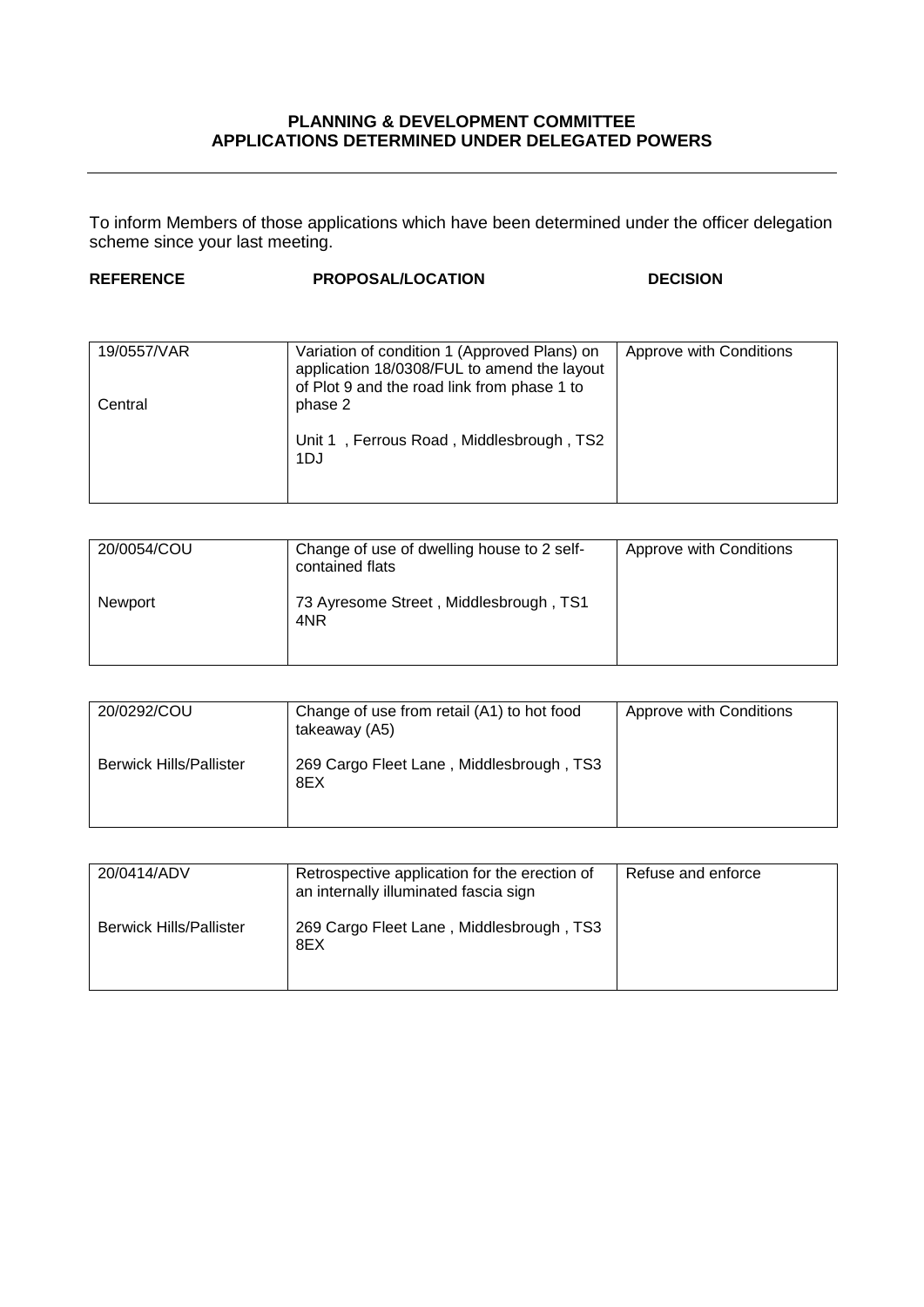**PLANNING & DEVELOPMENT COMMITTEE**
**APPLICATIONS DETERMINED UNDER DELEGATED POWERS**

---

To inform Members of those applications which have been determined under the officer delegation scheme since your last meeting.

| REFERENCE | PROPOSAL/LOCATION | DECISION |
|---|---|---|
| 19/0557/VAR<br><br>Central | Variation of condition 1 (Approved Plans) on application 18/0308/FUL to amend the layout of Plot 9 and the road link from phase 1 to phase 2<br><br>Unit 1 , Ferrous Road , Middlesbrough , TS2 1DJ | Approve with Conditions |
| 20/0054/COU<br><br>Newport | Change of use of dwelling house to 2 self-contained flats<br><br>73 Ayresome Street , Middlesbrough , TS1 4NR | Approve with Conditions |
| 20/0292/COU<br><br>Berwick Hills/Pallister | Change of use from retail (A1) to hot food takeaway (A5)<br><br>269 Cargo Fleet Lane , Middlesbrough , TS3 8EX | Approve with Conditions |
| 20/0414/ADV<br><br>Berwick Hills/Pallister | Retrospective application for the erection of an internally illuminated fascia sign<br><br>269 Cargo Fleet Lane , Middlesbrough , TS3 8EX | Refuse and enforce |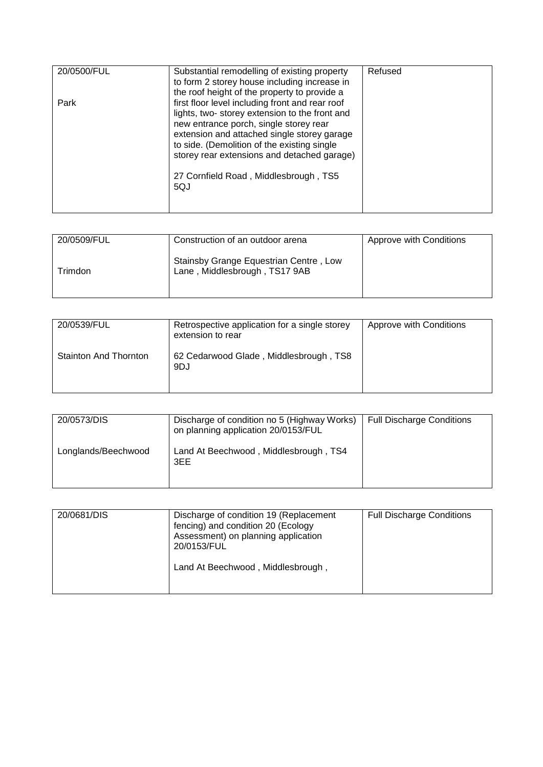| 20/0500/FUL<br><br>Park | Substantial remodelling of existing property to form 2 storey house including increase in the roof height of the property to provide a first floor level including front and rear roof lights, two- storey extension to the front and new entrance porch, single storey rear extension and attached single storey garage to side. (Demolition of the existing single storey rear extensions and detached garage)<br><br>27 Cornfield Road , Middlesbrough , TS5 5QJ | Refused |
|---|---|---|

| 20/0509/FUL<br><br>Trimdon | Construction of an outdoor arena<br><br>Stainsby Grange Equestrian Centre , Low Lane , Middlesbrough , TS17 9AB | Approve with Conditions |
|---|---|---|

| 20/0539/FUL<br><br>Stainton And Thornton | Retrospective application for a single storey extension to rear<br><br>62 Cedarwood Glade , Middlesbrough , TS8 9DJ | Approve with Conditions |
|---|---|---|

| 20/0573/DIS<br><br>Longlands/Beechwood | Discharge of condition no 5 (Highway Works) on planning application 20/0153/FUL<br><br>Land At Beechwood , Middlesbrough , TS4 3EE | Full Discharge Conditions |
|---|---|---|

| 20/0681/DIS | Discharge of condition 19 (Replacement fencing) and condition 20 (Ecology Assessment) on planning application 20/0153/FUL<br><br>Land At Beechwood , Middlesbrough , | Full Discharge Conditions |
|---|---|---|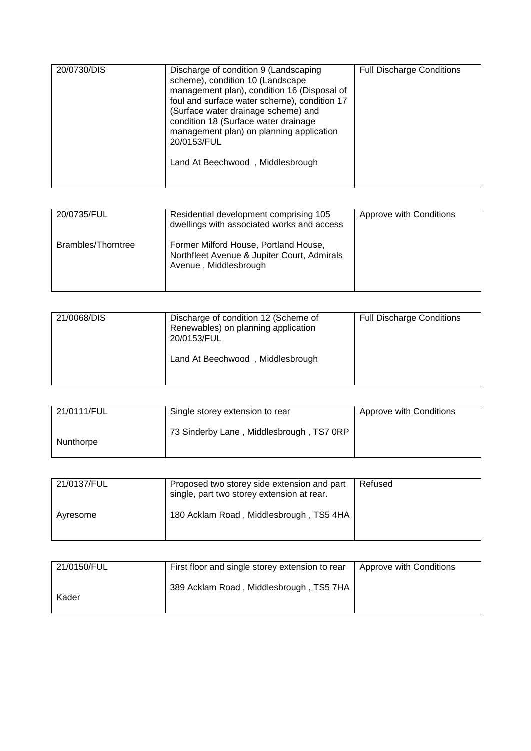| 20/0730/DIS | Discharge of condition 9 (Landscaping scheme), condition 10 (Landscape management plan), condition 16 (Disposal of foul and surface water scheme), condition 17 (Surface water drainage scheme) and condition 18 (Surface water drainage management plan) on planning application 20/0153/FUL<br><br>Land At Beechwood , Middlesbrough | Full Discharge Conditions |
|---|---|---|

| 20/0735/FUL<br><br>Brambles/Thorntree | Residential development comprising 105 dwellings with associated works and access<br><br>Former Milford House, Portland House, Northfleet Avenue & Jupiter Court, Admirals Avenue , Middlesbrough | Approve with Conditions |
|---|---|---|

| 21/0068/DIS | Discharge of condition 12 (Scheme of Renewables) on planning application 20/0153/FUL<br><br>Land At Beechwood , Middlesbrough | Full Discharge Conditions |
|---|---|---|

| 21/0111/FUL<br><br>Nunthorpe | Single storey extension to rear<br><br>73 Sinderby Lane , Middlesbrough , TS7 0RP | Approve with Conditions |
|---|---|---|

| 21/0137/FUL<br><br>Ayresome | Proposed two storey side extension and part single, part two storey extension at rear.<br><br>180 Acklam Road , Middlesbrough , TS5 4HA | Refused |
|---|---|---|

| 21/0150/FUL<br><br>Kader | First floor and single storey extension to rear<br><br>389 Acklam Road , Middlesbrough , TS5 7HA | Approve with Conditions |
|---|---|---|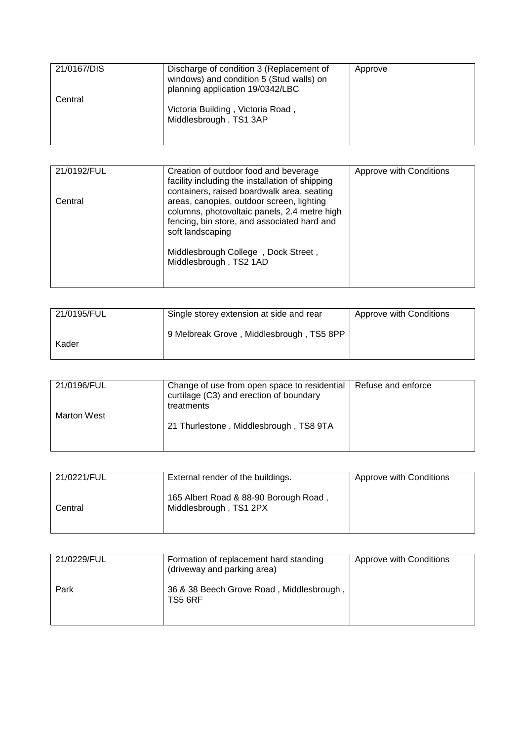| 21/0167/DIS<br><br>Central | Discharge of condition 3 (Replacement of windows) and condition 5 (Stud walls) on planning application 19/0342/LBC<br><br>Victoria Building , Victoria Road , Middlesbrough , TS1 3AP | Approve |
|---|---|---|

| 21/0192/FUL<br><br>Central | Creation of outdoor food and beverage facility including the installation of shipping containers, raised boardwalk area, seating areas, canopies, outdoor screen, lighting columns, photovoltaic panels, 2.4 metre high fencing, bin store, and associated hard and soft landscaping<br><br>Middlesbrough College , Dock Street , Middlesbrough , TS2 1AD | Approve with Conditions |
|---|---|---|

| 21/0195/FUL<br><br>Kader | Single storey extension at side and rear<br><br>9 Melbreak Grove , Middlesbrough , TS5 8PP | Approve with Conditions |
|---|---|---|

| 21/0196/FUL<br><br>Marton West | Change of use from open space to residential curtilage (C3) and erection of boundary treatments<br><br>21 Thurlestone , Middlesbrough , TS8 9TA | Refuse and enforce |
|---|---|---|

| 21/0221/FUL<br><br>Central | External render of the buildings.<br><br>165 Albert Road & 88-90 Borough Road , Middlesbrough , TS1 2PX | Approve with Conditions |
|---|---|---|

| 21/0229/FUL<br><br>Park | Formation of replacement hard standing (driveway and parking area)<br><br>36 & 38 Beech Grove Road , Middlesbrough , TS5 6RF | Approve with Conditions |
|---|---|---|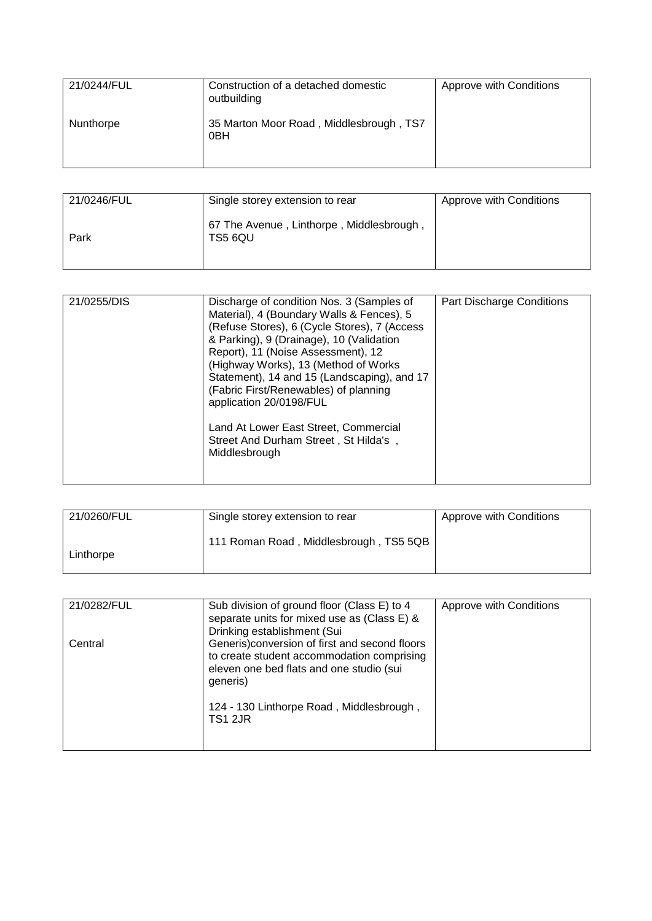| 21/0244/FUL<br><br>Nunthorpe | Construction of a detached domestic outbuilding<br><br>35 Marton Moor Road , Middlesbrough , TS7 0BH | Approve with Conditions |
|---|---|---|

| 21/0246/FUL<br><br>Park | Single storey extension to rear<br><br>67 The Avenue , Linthorpe , Middlesbrough , TS5 6QU | Approve with Conditions |
|---|---|---|

| 21/0255/DIS | Discharge of condition Nos. 3 (Samples of Material), 4 (Boundary Walls & Fences), 5 (Refuse Stores), 6 (Cycle Stores), 7 (Access & Parking), 9 (Drainage), 10 (Validation Report), 11 (Noise Assessment), 12 (Highway Works), 13 (Method of Works Statement), 14 and 15 (Landscaping), and 17 (Fabric First/Renewables) of planning application 20/0198/FUL<br><br>Land At Lower East Street, Commercial Street And Durham Street , St Hilda's , Middlesbrough | Part Discharge Conditions |
|---|---|---|

| 21/0260/FUL<br><br>Linthorpe | Single storey extension to rear<br><br>111 Roman Road , Middlesbrough , TS5 5QB | Approve with Conditions |
|---|---|---|

| 21/0282/FUL<br><br>Central | Sub division of ground floor (Class E) to 4 separate units for mixed use as (Class E) & Drinking establishment (Sui Generis)conversion of first and second floors to create student accommodation comprising eleven one bed flats and one studio (sui generis)<br><br>124 - 130 Linthorpe Road , Middlesbrough , TS1 2JR | Approve with Conditions |
|---|---|---|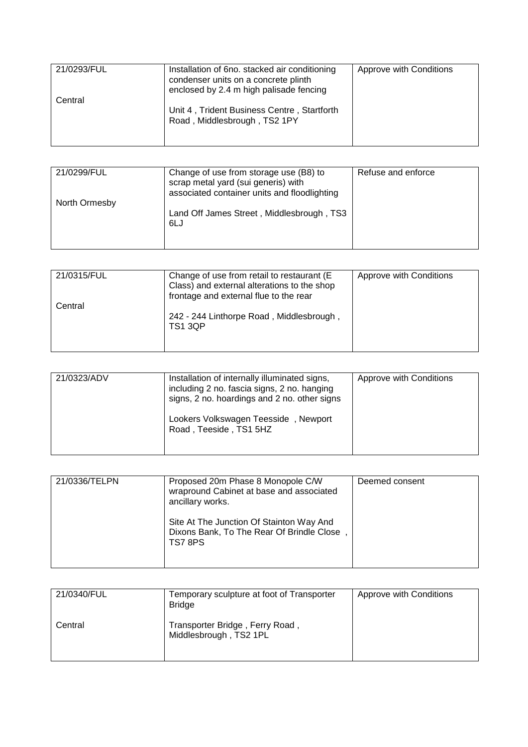| 21/0293/FUL<br><br>Central | Installation of 6no. stacked air conditioning condenser units on a concrete plinth enclosed by 2.4 m high palisade fencing<br><br>Unit 4 , Trident Business Centre , Startforth Road , Middlesbrough , TS2 1PY | Approve with Conditions |
|---|---|---|

| 21/0299/FUL<br><br>North Ormesby | Change of use from storage use (B8) to scrap metal yard (sui generis) with associated container units and floodlighting<br><br>Land Off James Street , Middlesbrough , TS3 6LJ | Refuse and enforce |
|---|---|---|

| 21/0315/FUL<br><br>Central | Change of use from retail to restaurant (E Class) and external alterations to the shop frontage and external flue to the rear<br><br>242 - 244 Linthorpe Road , Middlesbrough , TS1 3QP | Approve with Conditions |
|---|---|---|

| 21/0323/ADV | Installation of internally illuminated signs, including 2 no. fascia signs, 2 no. hanging signs, 2 no. hoardings and 2 no. other signs<br><br>Lookers Volkswagen Teesside , Newport Road , Teeside , TS1 5HZ | Approve with Conditions |
|---|---|---|

| 21/0336/TELPN | Proposed 20m Phase 8 Monopole C/W wrapround Cabinet at base and associated ancillary works.<br><br>Site At The Junction Of Stainton Way And Dixons Bank, To The Rear Of Brindle Close , TS7 8PS | Deemed consent |
|---|---|---|

| 21/0340/FUL<br><br>Central | Temporary sculpture at foot of Transporter Bridge<br><br>Transporter Bridge , Ferry Road , Middlesbrough , TS2 1PL | Approve with Conditions |
|---|---|---|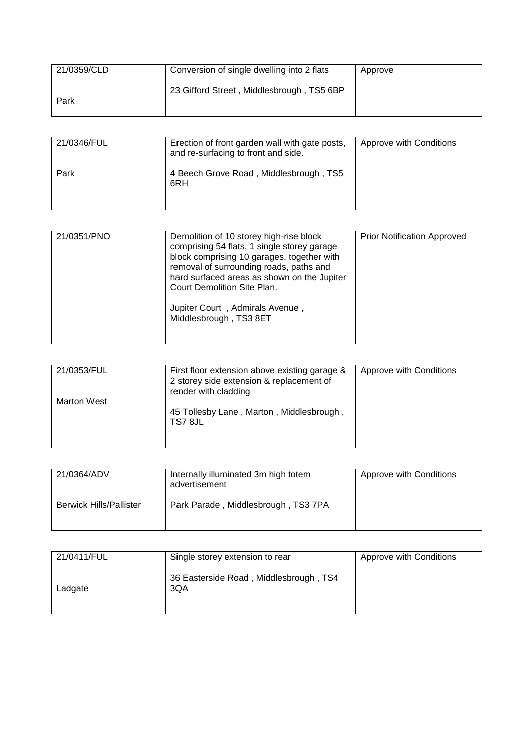| | | |
|---|---|---|
| 21/0359/CLD<br><br>Park | Conversion of single dwelling into 2 flats<br><br>23 Gifford Street , Middlesbrough , TS5 6BP | Approve |

| | | |
|---|---|---|
| 21/0346/FUL<br><br>Park | Erection of front garden wall with gate posts, and re-surfacing to front and side.<br><br>4 Beech Grove Road , Middlesbrough , TS5 6RH | Approve with Conditions |

| | | |
|---|---|---|
| 21/0351/PNO | Demolition of 10 storey high-rise block comprising 54 flats, 1 single storey garage block comprising 10 garages, together with removal of surrounding roads, paths and hard surfaced areas as shown on the Jupiter Court Demolition Site Plan.<br><br>Jupiter Court , Admirals Avenue , Middlesbrough , TS3 8ET | Prior Notification Approved |

| | | |
|---|---|---|
| 21/0353/FUL<br><br>Marton West | First floor extension above existing garage & 2 storey side extension & replacement of render with cladding<br><br>45 Tollesby Lane , Marton , Middlesbrough , TS7 8JL | Approve with Conditions |

| | | |
|---|---|---|
| 21/0364/ADV<br><br>Berwick Hills/Pallister | Internally illuminated 3m high totem advertisement<br><br>Park Parade , Middlesbrough , TS3 7PA | Approve with Conditions |

| | | |
|---|---|---|
| 21/0411/FUL<br><br>Ladgate | Single storey extension to rear<br><br>36 Easterside Road , Middlesbrough , TS4 3QA | Approve with Conditions |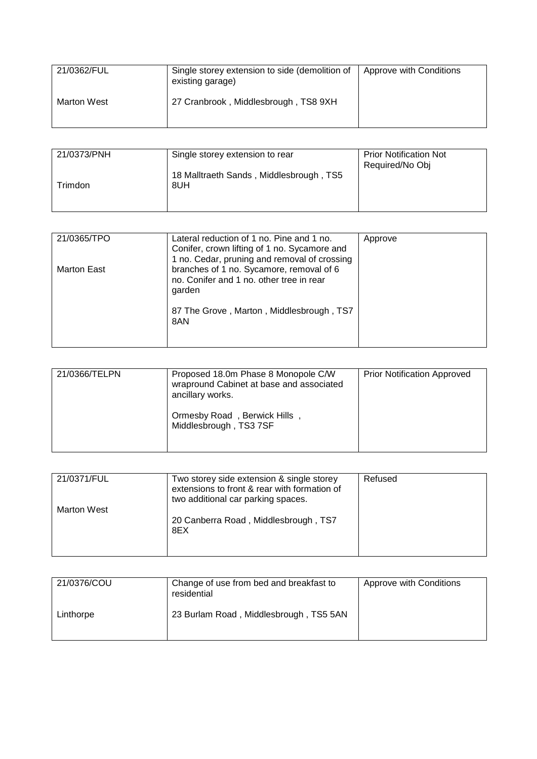| | | |
|---|---|---|
| 21/0362/FUL<br><br>Marton West | Single storey extension to side (demolition of existing garage)<br><br>27 Cranbrook , Middlesbrough , TS8 9XH | Approve with Conditions |

| | | |
|---|---|---|
| 21/0373/PNH<br><br>Trimdon | Single storey extension to rear<br><br>18 Malltraeth Sands , Middlesbrough , TS5 8UH | Prior Notification Not Required/No Obj |

| | | |
|---|---|---|
| 21/0365/TPO<br><br>Marton East | Lateral reduction of 1 no. Pine and 1 no. Conifer, crown lifting of 1 no. Sycamore and 1 no. Cedar, pruning and removal of crossing branches of 1 no. Sycamore, removal of 6 no. Conifer and 1 no. other tree in rear garden<br><br>87 The Grove , Marton , Middlesbrough , TS7 8AN | Approve |

| | | |
|---|---|---|
| 21/0366/TELPN | Proposed 18.0m Phase 8 Monopole C/W wrapround Cabinet at base and associated ancillary works.<br><br>Ormesby Road , Berwick Hills , Middlesbrough , TS3 7SF | Prior Notification Approved |

| | | |
|---|---|---|
| 21/0371/FUL<br><br>Marton West | Two storey side extension & single storey extensions to front & rear with formation of two additional car parking spaces.<br><br>20 Canberra Road , Middlesbrough , TS7 8EX | Refused |

| | | |
|---|---|---|
| 21/0376/COU<br><br>Linthorpe | Change of use from bed and breakfast to residential<br><br>23 Burlam Road , Middlesbrough , TS5 5AN | Approve with Conditions |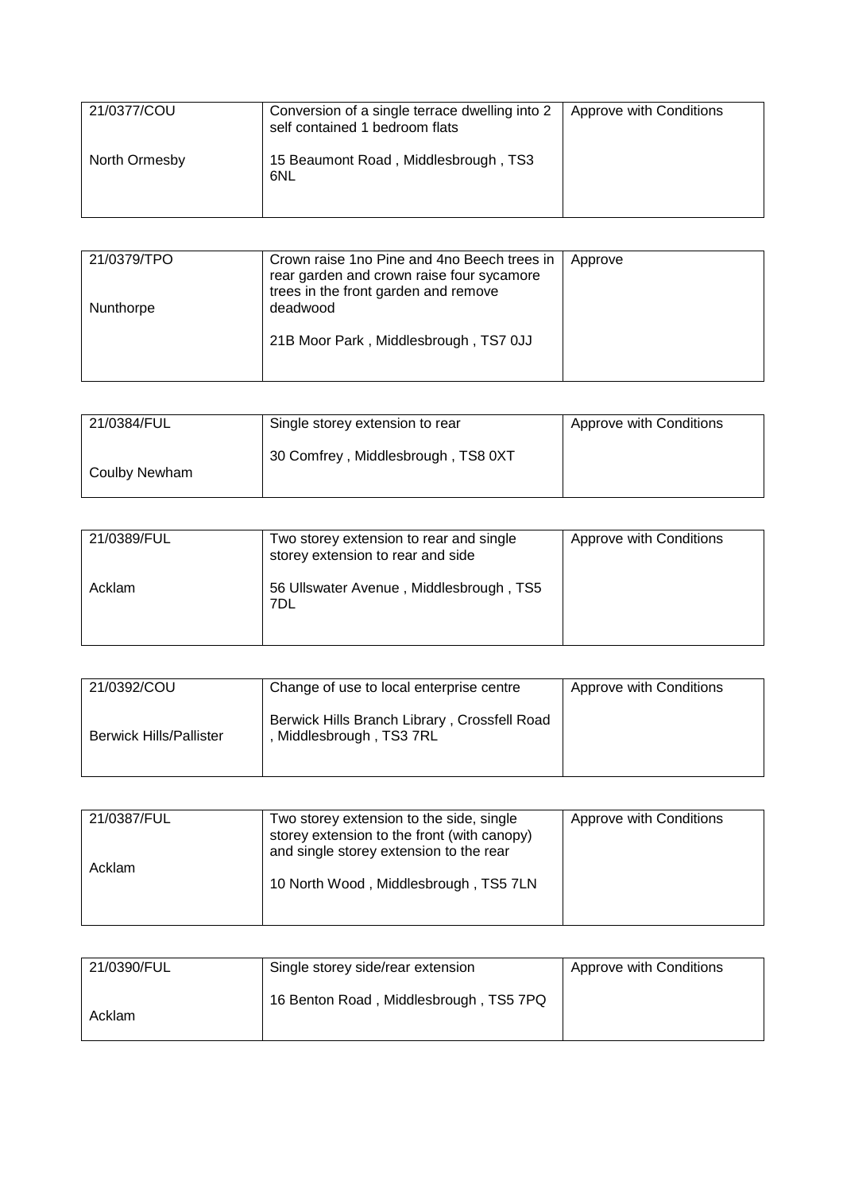| 21/0377/COU<br><br>North Ormesby | Conversion of a single terrace dwelling into 2 self contained 1 bedroom flats<br><br>15 Beaumont Road , Middlesbrough , TS3 6NL | Approve with Conditions |
|---|---|---|

| 21/0379/TPO<br><br>Nunthorpe | Crown raise 1no Pine and 4no Beech trees in rear garden and crown raise four sycamore trees in the front garden and remove deadwood<br><br>21B Moor Park , Middlesbrough , TS7 0JJ | Approve |
|---|---|---|

| 21/0384/FUL<br><br>Coulby Newham | Single storey extension to rear<br><br>30 Comfrey , Middlesbrough , TS8 0XT | Approve with Conditions |
|---|---|---|

| 21/0389/FUL<br><br>Acklam | Two storey extension to rear and single storey extension to rear and side<br><br>56 Ullswater Avenue , Middlesbrough , TS5 7DL | Approve with Conditions |
|---|---|---|

| 21/0392/COU<br><br>Berwick Hills/Pallister | Change of use to local enterprise centre<br><br>Berwick Hills Branch Library , Crossfell Road , Middlesbrough , TS3 7RL | Approve with Conditions |
|---|---|---|

| 21/0387/FUL<br><br>Acklam | Two storey extension to the side, single storey extension to the front (with canopy) and single storey extension to the rear<br><br>10 North Wood , Middlesbrough , TS5 7LN | Approve with Conditions |
|---|---|---|

| 21/0390/FUL<br><br>Acklam | Single storey side/rear extension<br><br>16 Benton Road , Middlesbrough , TS5 7PQ | Approve with Conditions |
|---|---|---|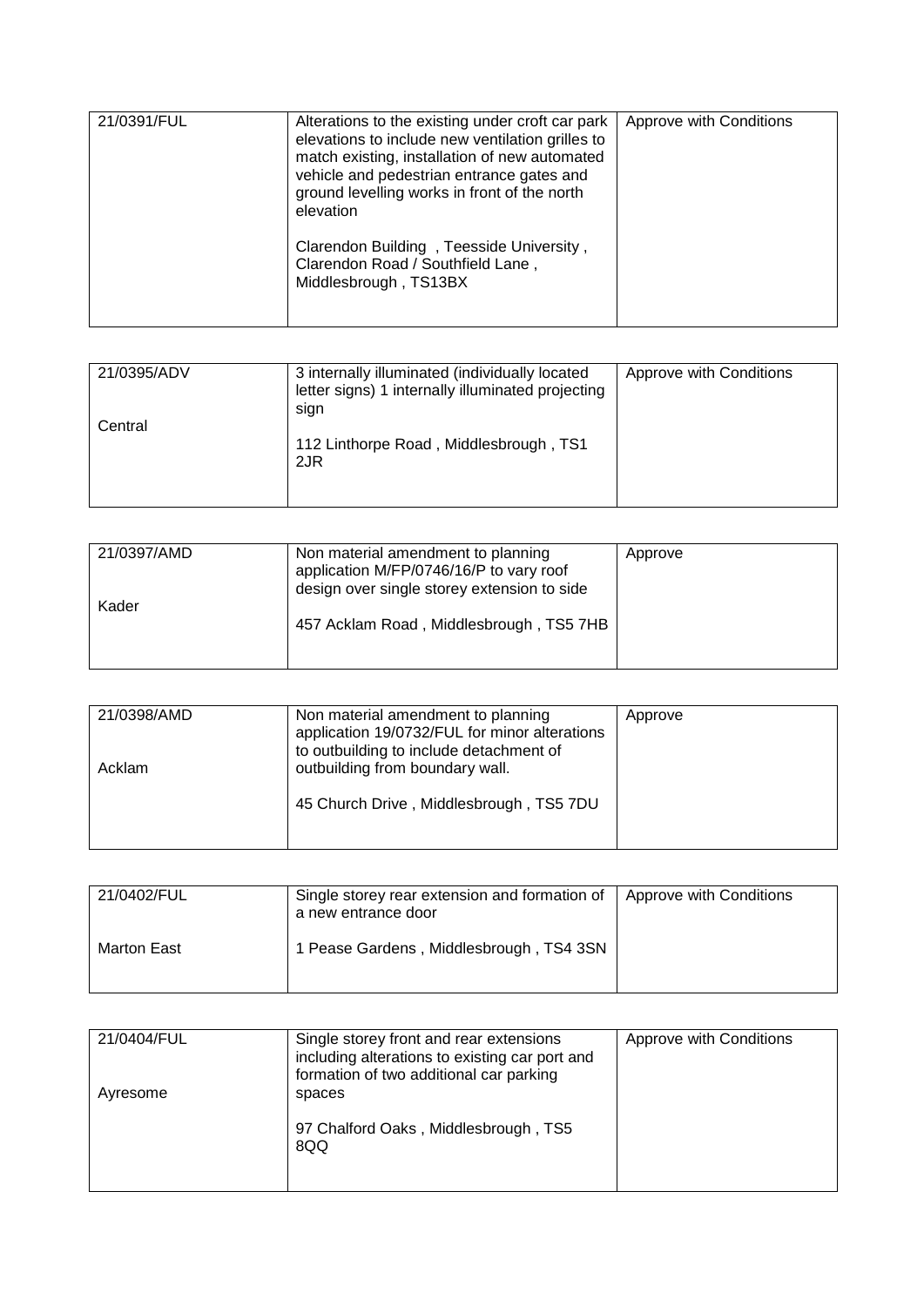| 21/0391/FUL | Alterations to the existing under croft car park elevations to include new ventilation grilles to match existing, installation of new automated vehicle and pedestrian entrance gates and ground levelling works in front of the north elevation<br><br>Clarendon Building , Teesside University , Clarendon Road / Southfield Lane , Middlesbrough , TS13BX | Approve with Conditions |
|---|---|---|

| 21/0395/ADV<br><br>Central | 3 internally illuminated (individually located letter signs) 1 internally illuminated projecting sign<br><br>112 Linthorpe Road , Middlesbrough , TS1 2JR | Approve with Conditions |
|---|---|---|

| 21/0397/AMD<br><br>Kader | Non material amendment to planning application M/FP/0746/16/P to vary roof design over single storey extension to side<br><br>457 Acklam Road , Middlesbrough , TS5 7HB | Approve |
|---|---|---|

| 21/0398/AMD<br><br>Acklam | Non material amendment to planning application 19/0732/FUL for minor alterations to outbuilding to include detachment of outbuilding from boundary wall.<br><br>45 Church Drive , Middlesbrough , TS5 7DU | Approve |
|---|---|---|

| 21/0402/FUL<br><br>Marton East | Single storey rear extension and formation of a new entrance door<br><br>1 Pease Gardens , Middlesbrough , TS4 3SN | Approve with Conditions |
|---|---|---|

| 21/0404/FUL<br><br>Ayresome | Single storey front and rear extensions including alterations to existing car port and formation of two additional car parking spaces<br><br>97 Chalford Oaks , Middlesbrough , TS5 8QQ | Approve with Conditions |
|---|---|---|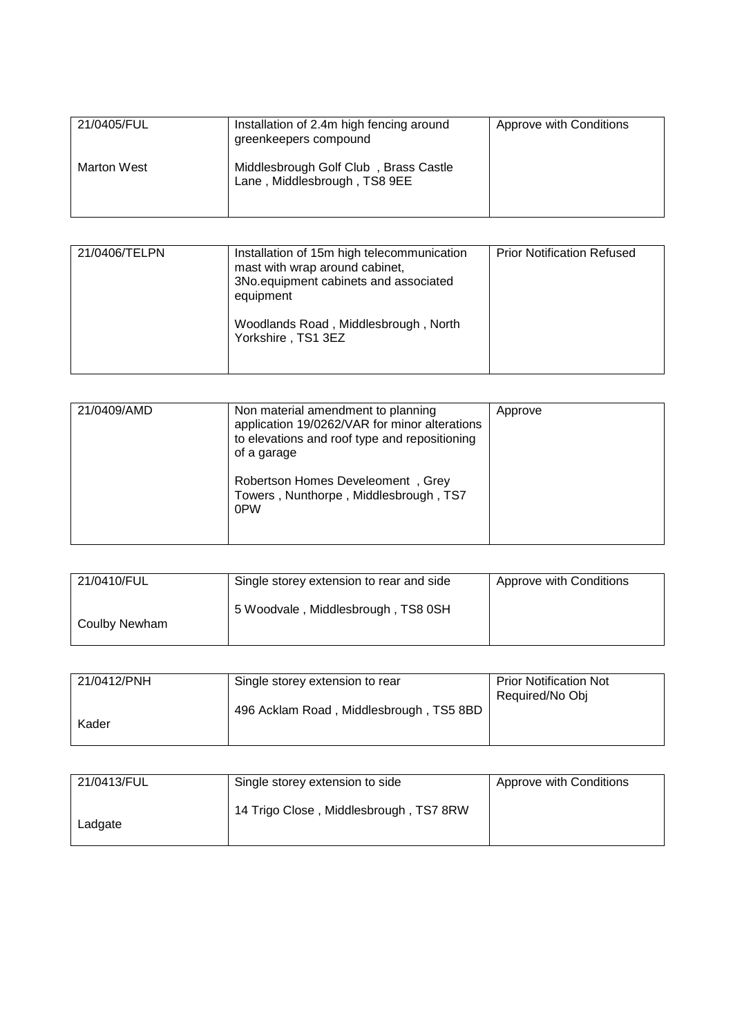| 21/0405/FUL<br><br>Marton West | Installation of 2.4m high fencing around greenkeepers compound<br><br>Middlesbrough Golf Club , Brass Castle Lane , Middlesbrough , TS8 9EE | Approve with Conditions |
|---|---|---|

| 21/0406/TELPN | Installation of 15m high telecommunication mast with wrap around cabinet, 3No.equipment cabinets and associated equipment<br><br>Woodlands Road , Middlesbrough , North Yorkshire , TS1 3EZ | Prior Notification Refused |
|---|---|---|

| 21/0409/AMD | Non material amendment to planning application 19/0262/VAR for minor alterations to elevations and roof type and repositioning of a garage<br><br>Robertson Homes Develeoment , Grey Towers , Nunthorpe , Middlesbrough , TS7 0PW | Approve |
|---|---|---|

| 21/0410/FUL<br><br>Coulby Newham | Single storey extension to rear and side<br><br>5 Woodvale , Middlesbrough , TS8 0SH | Approve with Conditions |
|---|---|---|

| 21/0412/PNH<br><br>Kader | Single storey extension to rear<br><br>496 Acklam Road , Middlesbrough , TS5 8BD | Prior Notification Not Required/No Obj |
|---|---|---|

| 21/0413/FUL<br><br>Ladgate | Single storey extension to side<br><br>14 Trigo Close , Middlesbrough , TS7 8RW | Approve with Conditions |
|---|---|---|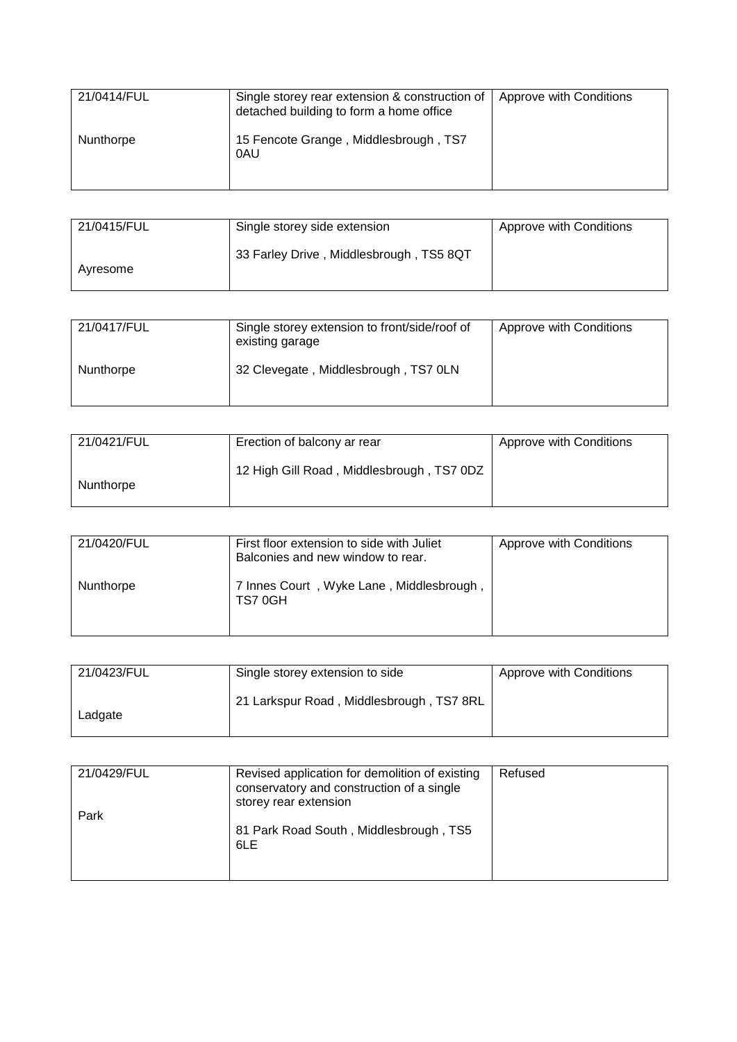| 21/0414/FUL<br><br>Nunthorpe | Single storey rear extension & construction of detached building to form a home office<br><br>15 Fencote Grange , Middlesbrough , TS7 0AU | Approve with Conditions |
|---|---|---|

| 21/0415/FUL<br><br>Ayresome | Single storey side extension<br><br>33 Farley Drive , Middlesbrough , TS5 8QT | Approve with Conditions |
|---|---|---|

| 21/0417/FUL<br><br>Nunthorpe | Single storey extension to front/side/roof of existing garage<br><br>32 Clevegate , Middlesbrough , TS7 0LN | Approve with Conditions |
|---|---|---|

| 21/0421/FUL<br><br>Nunthorpe | Erection of balcony ar rear<br><br>12 High Gill Road , Middlesbrough , TS7 0DZ | Approve with Conditions |
|---|---|---|

| 21/0420/FUL<br><br>Nunthorpe | First floor extension to side with Juliet Balconies and new window to rear.<br><br>7 Innes Court , Wyke Lane , Middlesbrough , TS7 0GH | Approve with Conditions |
|---|---|---|

| 21/0423/FUL<br><br>Ladgate | Single storey extension to side<br><br>21 Larkspur Road , Middlesbrough , TS7 8RL | Approve with Conditions |
|---|---|---|

| 21/0429/FUL<br><br>Park | Revised application for demolition of existing conservatory and construction of a single storey rear extension<br><br>81 Park Road South , Middlesbrough , TS5 6LE | Refused |
|---|---|---|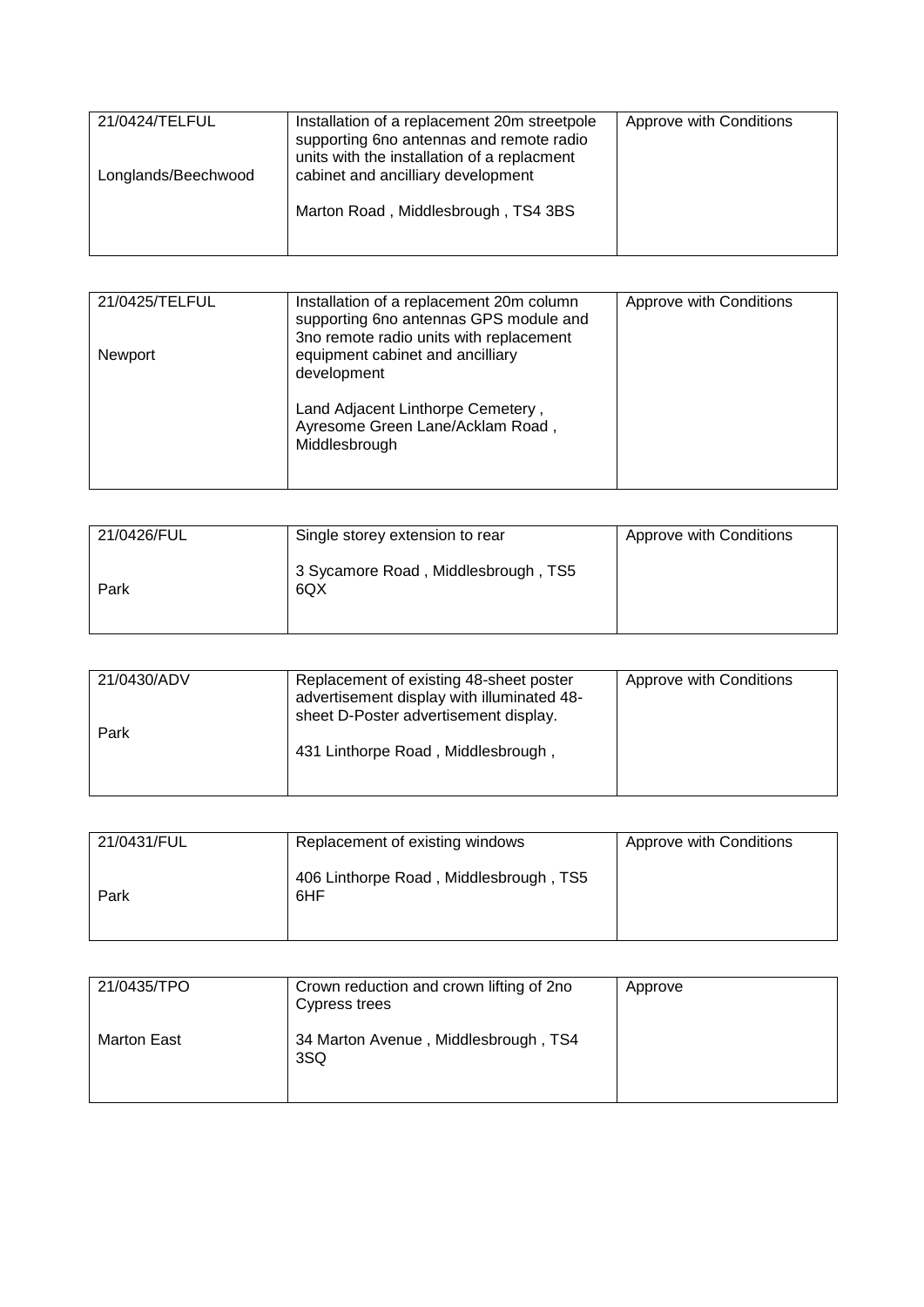| 21/0424/TELFUL<br><br>Longlands/Beechwood | Installation of a replacement 20m streetpole supporting 6no antennas and remote radio units with the installation of a replacment cabinet and ancilliary development<br><br>Marton Road , Middlesbrough , TS4 3BS | Approve with Conditions |
|---|---|---|

| 21/0425/TELFUL<br><br>Newport | Installation of a replacement 20m column supporting 6no antennas GPS module and 3no remote radio units with replacement equipment cabinet and ancilliary development<br><br>Land Adjacent Linthorpe Cemetery , Ayresome Green Lane/Acklam Road , Middlesbrough | Approve with Conditions |
|---|---|---|

| 21/0426/FUL<br><br>Park | Single storey extension to rear<br><br>3 Sycamore Road , Middlesbrough , TS5 6QX | Approve with Conditions |
|---|---|---|

| 21/0430/ADV<br><br>Park | Replacement of existing 48-sheet poster advertisement display with illuminated 48-sheet D-Poster advertisement display.<br><br>431 Linthorpe Road , Middlesbrough , | Approve with Conditions |
|---|---|---|

| 21/0431/FUL<br><br>Park | Replacement of existing windows<br><br>406 Linthorpe Road , Middlesbrough , TS5 6HF | Approve with Conditions |
|---|---|---|

| 21/0435/TPO<br><br>Marton East | Crown reduction and crown lifting of 2no Cypress trees<br><br>34 Marton Avenue , Middlesbrough , TS4 3SQ | Approve |
|---|---|---|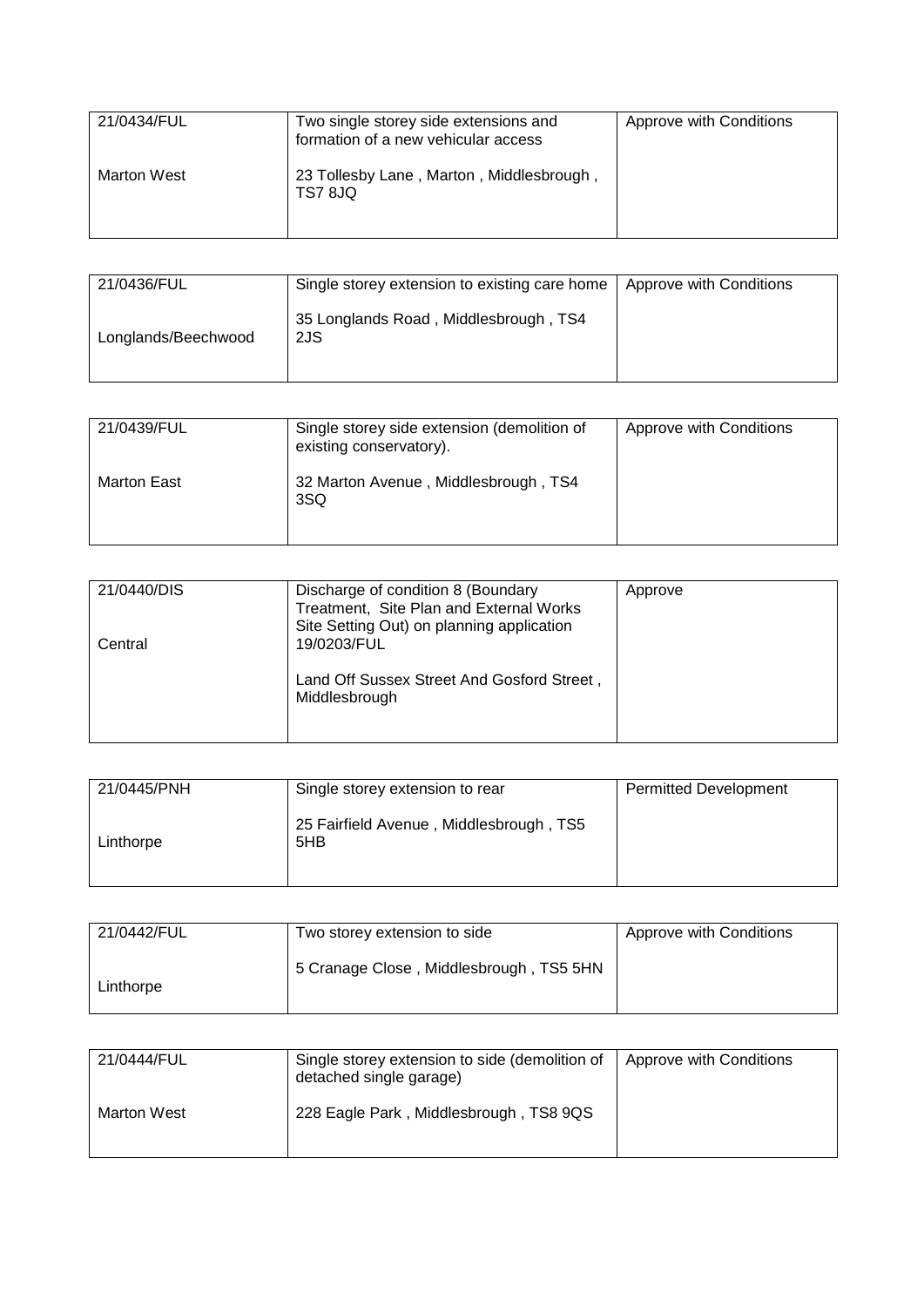| 21/0434/FUL<br><br>Marton West | Two single storey side extensions and formation of a new vehicular access<br><br>23 Tollesby Lane , Marton , Middlesbrough , TS7 8JQ | Approve with Conditions |
|---|---|---|

| 21/0436/FUL<br><br>Longlands/Beechwood | Single storey extension to existing care home<br><br>35 Longlands Road , Middlesbrough , TS4 2JS | Approve with Conditions |
|---|---|---|

| 21/0439/FUL<br><br>Marton East | Single storey side extension (demolition of existing conservatory).<br><br>32 Marton Avenue , Middlesbrough , TS4 3SQ | Approve with Conditions |
|---|---|---|

| 21/0440/DIS<br><br>Central | Discharge of condition 8 (Boundary Treatment, Site Plan and External Works Site Setting Out) on planning application 19/0203/FUL<br><br>Land Off Sussex Street And Gosford Street , Middlesbrough | Approve |
|---|---|---|

| 21/0445/PNH<br><br>Linthorpe | Single storey extension to rear<br><br>25 Fairfield Avenue , Middlesbrough , TS5 5HB | Permitted Development |
|---|---|---|

| 21/0442/FUL<br><br>Linthorpe | Two storey extension to side<br><br>5 Cranage Close , Middlesbrough , TS5 5HN | Approve with Conditions |
|---|---|---|

| 21/0444/FUL<br><br>Marton West | Single storey extension to side (demolition of detached single garage)<br><br>228 Eagle Park , Middlesbrough , TS8 9QS | Approve with Conditions |
|---|---|---|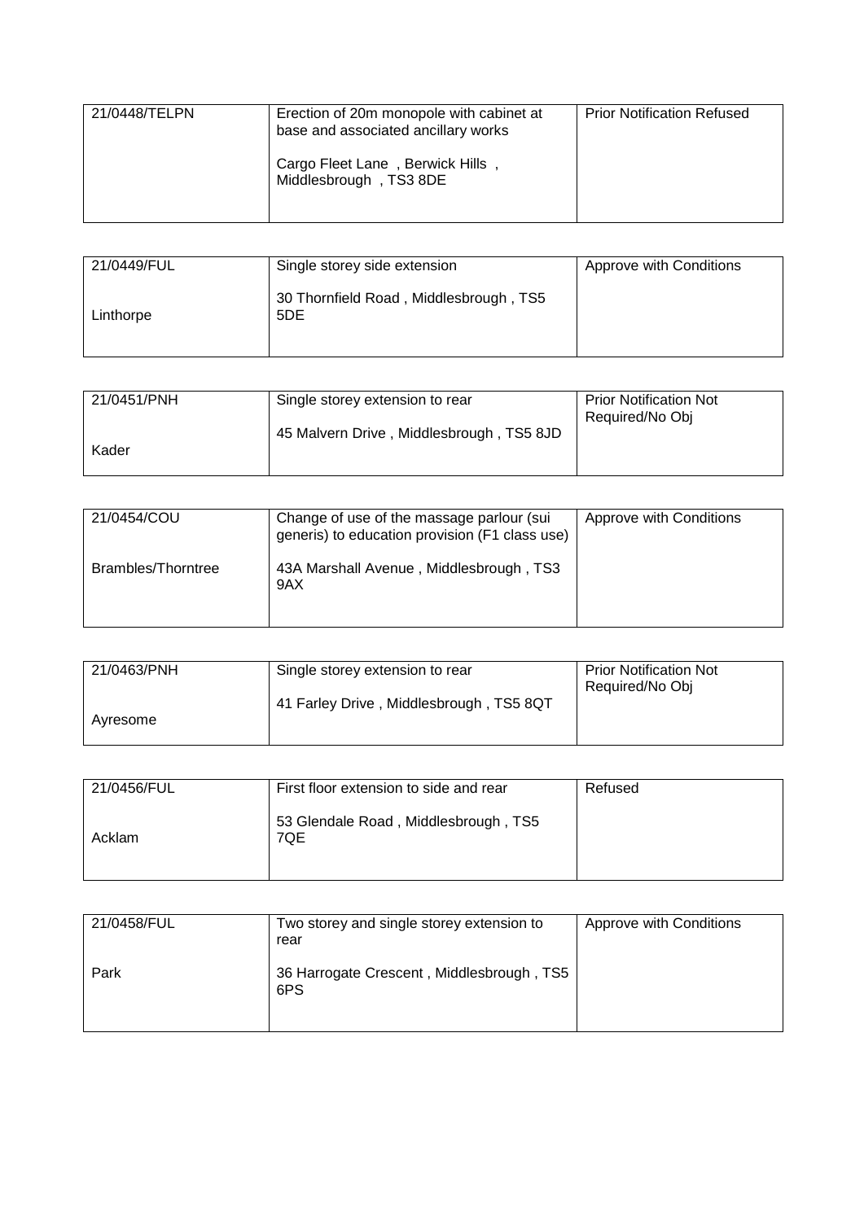| 21/0448/TELPN | Erection of 20m monopole with cabinet at base and associated ancillary works<br><br>Cargo Fleet Lane , Berwick Hills , Middlesbrough , TS3 8DE | Prior Notification Refused |
|---|---|---|

| 21/0449/FUL<br><br>Linthorpe | Single storey side extension<br><br>30 Thornfield Road , Middlesbrough , TS5 5DE | Approve with Conditions |
|---|---|---|

| 21/0451/PNH<br><br>Kader | Single storey extension to rear<br><br>45 Malvern Drive , Middlesbrough , TS5 8JD | Prior Notification Not Required/No Obj |
|---|---|---|

| 21/0454/COU<br><br>Brambles/Thorntree | Change of use of the massage parlour (sui generis) to education provision (F1 class use)<br><br>43A Marshall Avenue , Middlesbrough , TS3 9AX | Approve with Conditions |
|---|---|---|

| 21/0463/PNH<br><br>Ayresome | Single storey extension to rear<br><br>41 Farley Drive , Middlesbrough , TS5 8QT | Prior Notification Not Required/No Obj |
|---|---|---|

| 21/0456/FUL<br><br>Acklam | First floor extension to side and rear<br><br>53 Glendale Road , Middlesbrough , TS5 7QE | Refused |
|---|---|---|

| 21/0458/FUL<br><br>Park | Two storey and single storey extension to rear<br><br>36 Harrogate Crescent , Middlesbrough , TS5 6PS | Approve with Conditions |
|---|---|---|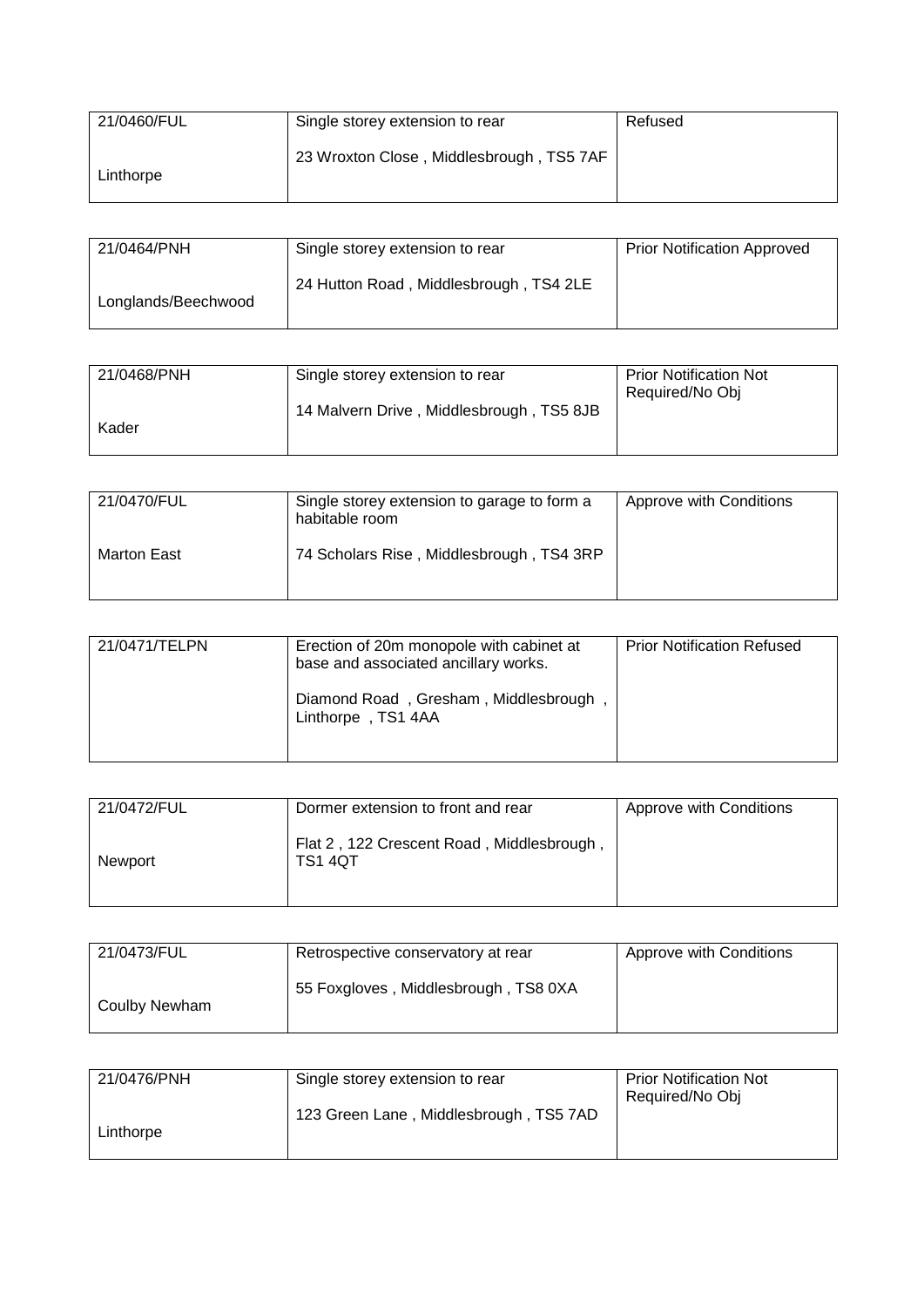| 21/0460/FUL<br><br>Linthorpe | Single storey extension to rear<br><br>23 Wroxton Close , Middlesbrough , TS5 7AF | Refused |
|---|---|---|

| 21/0464/PNH<br><br>Longlands/Beechwood | Single storey extension to rear<br><br>24 Hutton Road , Middlesbrough , TS4 2LE | Prior Notification Approved |
|---|---|---|

| 21/0468/PNH<br><br>Kader | Single storey extension to rear<br><br>14 Malvern Drive , Middlesbrough , TS5 8JB | Prior Notification Not Required/No Obj |
|---|---|---|

| 21/0470/FUL<br><br>Marton East | Single storey extension to garage to form a habitable room<br><br>74 Scholars Rise , Middlesbrough , TS4 3RP | Approve with Conditions |
|---|---|---|

| 21/0471/TELPN | Erection of 20m monopole with cabinet at base and associated ancillary works.<br><br>Diamond Road , Gresham , Middlesbrough , Linthorpe , TS1 4AA | Prior Notification Refused |
|---|---|---|

| 21/0472/FUL<br><br>Newport | Dormer extension to front and rear<br><br>Flat 2 , 122 Crescent Road , Middlesbrough , TS1 4QT | Approve with Conditions |
|---|---|---|

| 21/0473/FUL<br><br>Coulby Newham | Retrospective conservatory at rear<br><br>55 Foxgloves , Middlesbrough , TS8 0XA | Approve with Conditions |
|---|---|---|

| 21/0476/PNH<br><br>Linthorpe | Single storey extension to rear<br><br>123 Green Lane , Middlesbrough , TS5 7AD | Prior Notification Not Required/No Obj |
|---|---|---|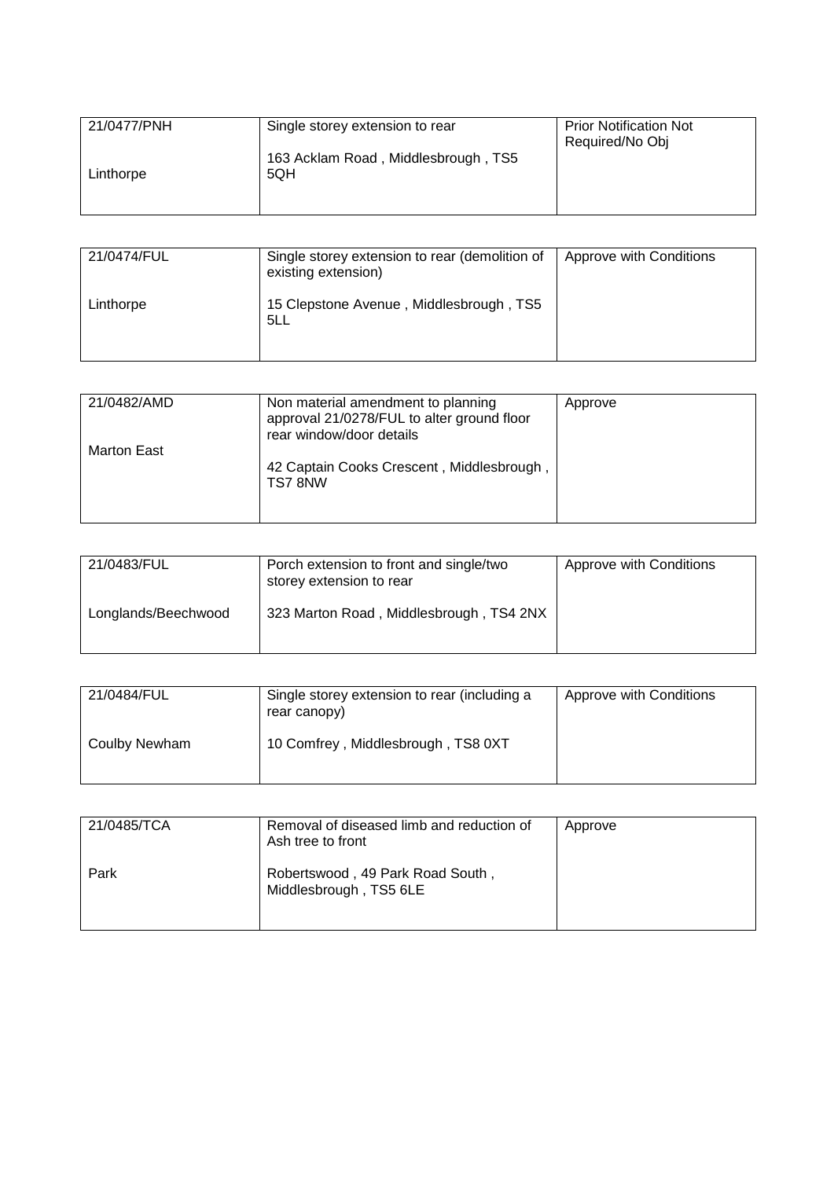| 21/0477/PNH<br><br>Linthorpe | Single storey extension to rear<br><br>163 Acklam Road , Middlesbrough , TS5 5QH | Prior Notification Not Required/No Obj |
|---|---|---|

| 21/0474/FUL<br><br>Linthorpe | Single storey extension to rear (demolition of existing extension)<br><br>15 Clepstone Avenue , Middlesbrough , TS5 5LL | Approve with Conditions |
|---|---|---|

| 21/0482/AMD<br><br>Marton East | Non material amendment to planning approval 21/0278/FUL to alter ground floor rear window/door details<br><br>42 Captain Cooks Crescent , Middlesbrough , TS7 8NW | Approve |
|---|---|---|

| 21/0483/FUL<br><br>Longlands/Beechwood | Porch extension to front and single/two storey extension to rear<br><br>323 Marton Road , Middlesbrough , TS4 2NX | Approve with Conditions |
|---|---|---|

| 21/0484/FUL<br><br>Coulby Newham | Single storey extension to rear (including a rear canopy)<br><br>10 Comfrey , Middlesbrough , TS8 0XT | Approve with Conditions |
|---|---|---|

| 21/0485/TCA<br><br>Park | Removal of diseased limb and reduction of Ash tree to front<br><br>Robertswood , 49 Park Road South , Middlesbrough , TS5 6LE | Approve |
|---|---|---|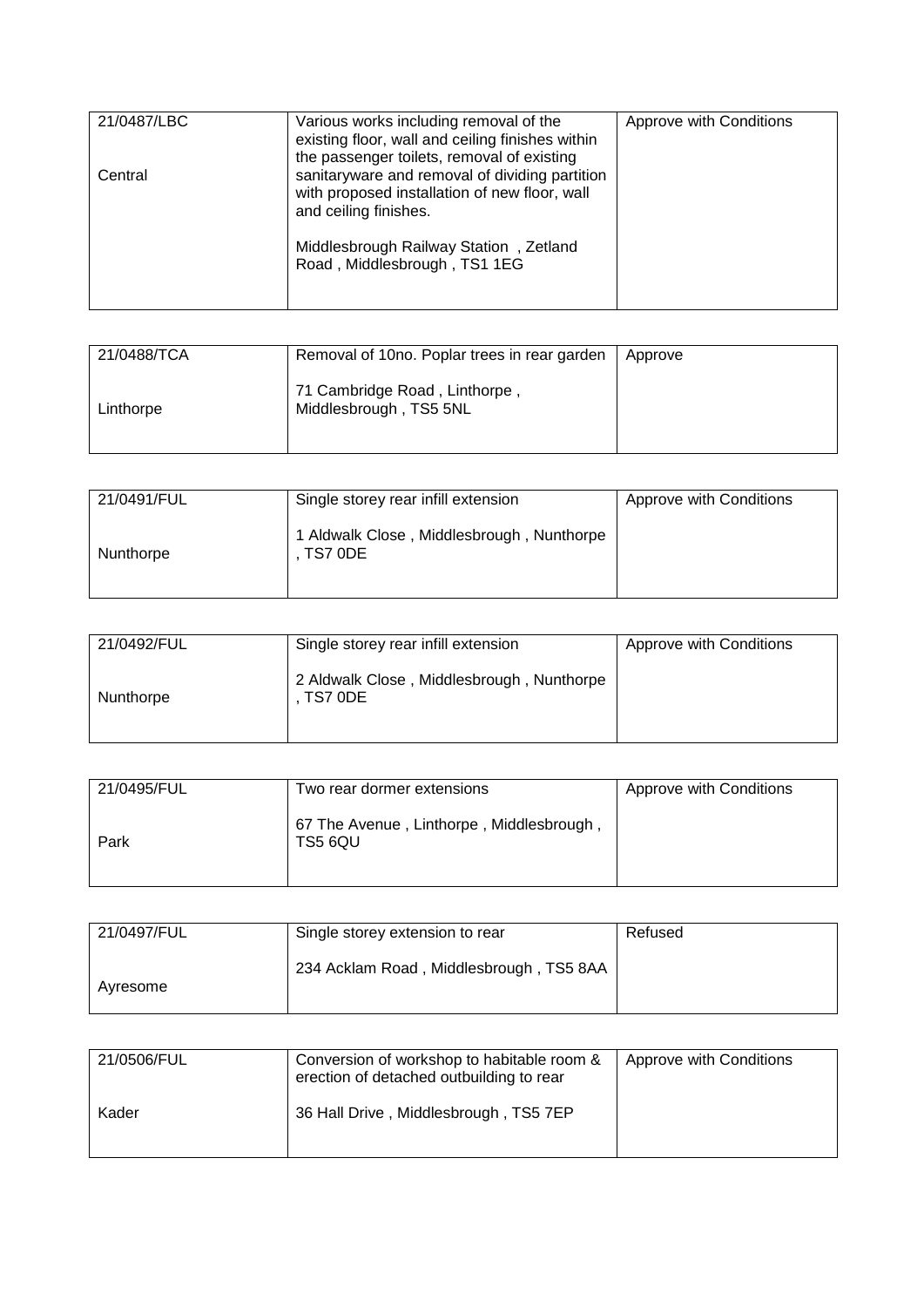| 21/0487/LBC<br><br>Central | Various works including removal of the existing floor, wall and ceiling finishes within the passenger toilets, removal of existing sanitaryware and removal of dividing partition with proposed installation of new floor, wall and ceiling finishes.<br><br>Middlesbrough Railway Station , Zetland Road , Middlesbrough , TS1 1EG | Approve with Conditions |
|---|---|---|

| 21/0488/TCA<br><br>Linthorpe | Removal of 10no. Poplar trees in rear garden<br><br>71 Cambridge Road , Linthorpe , Middlesbrough , TS5 5NL | Approve |
|---|---|---|

| 21/0491/FUL<br><br>Nunthorpe | Single storey rear infill extension<br><br>1 Aldwalk Close , Middlesbrough , Nunthorpe , TS7 0DE | Approve with Conditions |
|---|---|---|

| 21/0492/FUL<br><br>Nunthorpe | Single storey rear infill extension<br><br>2 Aldwalk Close , Middlesbrough , Nunthorpe , TS7 0DE | Approve with Conditions |
|---|---|---|

| 21/0495/FUL<br><br>Park | Two rear dormer extensions<br><br>67 The Avenue , Linthorpe , Middlesbrough , TS5 6QU | Approve with Conditions |
|---|---|---|

| 21/0497/FUL<br><br>Ayresome | Single storey extension to rear<br><br>234 Acklam Road , Middlesbrough , TS5 8AA | Refused |
|---|---|---|

| 21/0506/FUL<br><br>Kader | Conversion of workshop to habitable room & erection of detached outbuilding to rear<br><br>36 Hall Drive , Middlesbrough , TS5 7EP | Approve with Conditions |
|---|---|---|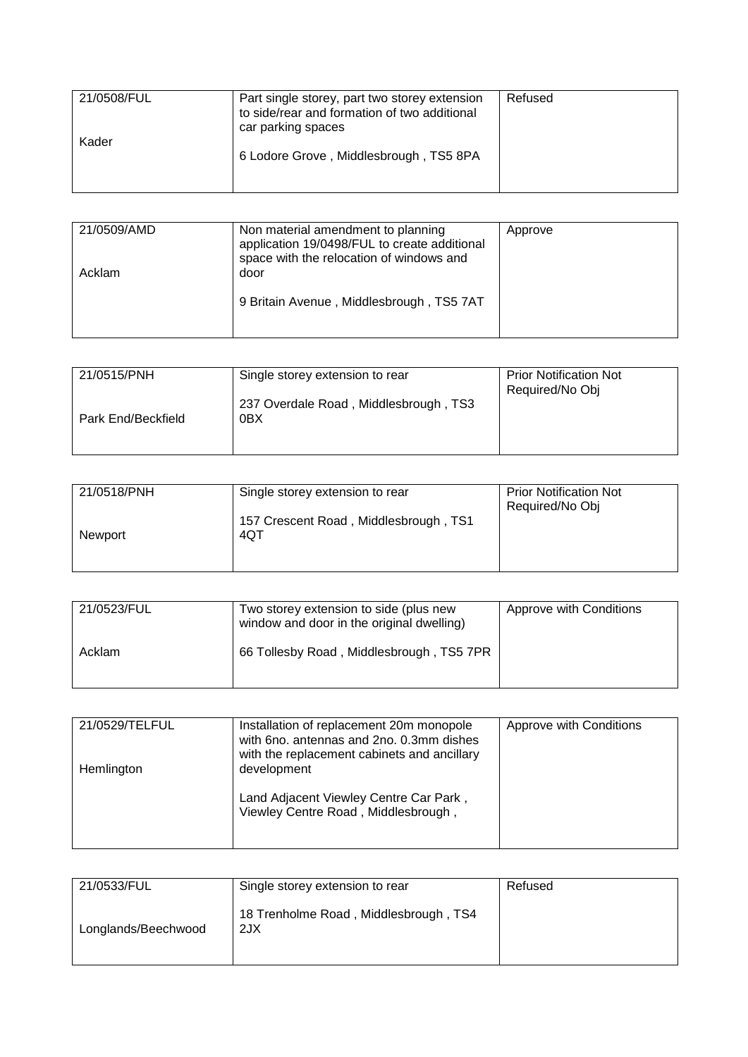| 21/0508/FUL<br><br>Kader | Part single storey, part two storey extension to side/rear and formation of two additional car parking spaces<br><br>6 Lodore Grove , Middlesbrough , TS5 8PA | Refused |
|---|---|---|

| 21/0509/AMD<br><br>Acklam | Non material amendment to planning application 19/0498/FUL to create additional space with the relocation of windows and door<br><br>9 Britain Avenue , Middlesbrough , TS5 7AT | Approve |
|---|---|---|

| 21/0515/PNH<br><br>Park End/Beckfield | Single storey extension to rear<br><br>237 Overdale Road , Middlesbrough , TS3 0BX | Prior Notification Not Required/No Obj |
|---|---|---|

| 21/0518/PNH<br><br>Newport | Single storey extension to rear<br><br>157 Crescent Road , Middlesbrough , TS1 4QT | Prior Notification Not Required/No Obj |
|---|---|---|

| 21/0523/FUL<br><br>Acklam | Two storey extension to side (plus new window and door in the original dwelling)<br><br>66 Tollesby Road , Middlesbrough , TS5 7PR | Approve with Conditions |
|---|---|---|

| 21/0529/TELFUL<br><br>Hemlington | Installation of replacement 20m monopole with 6no. antennas and 2no. 0.3mm dishes with the replacement cabinets and ancillary development<br><br>Land Adjacent Viewley Centre Car Park , Viewley Centre Road , Middlesbrough , | Approve with Conditions |
|---|---|---|

| 21/0533/FUL<br><br>Longlands/Beechwood | Single storey extension to rear<br><br>18 Trenholme Road , Middlesbrough , TS4 2JX | Refused |
|---|---|---|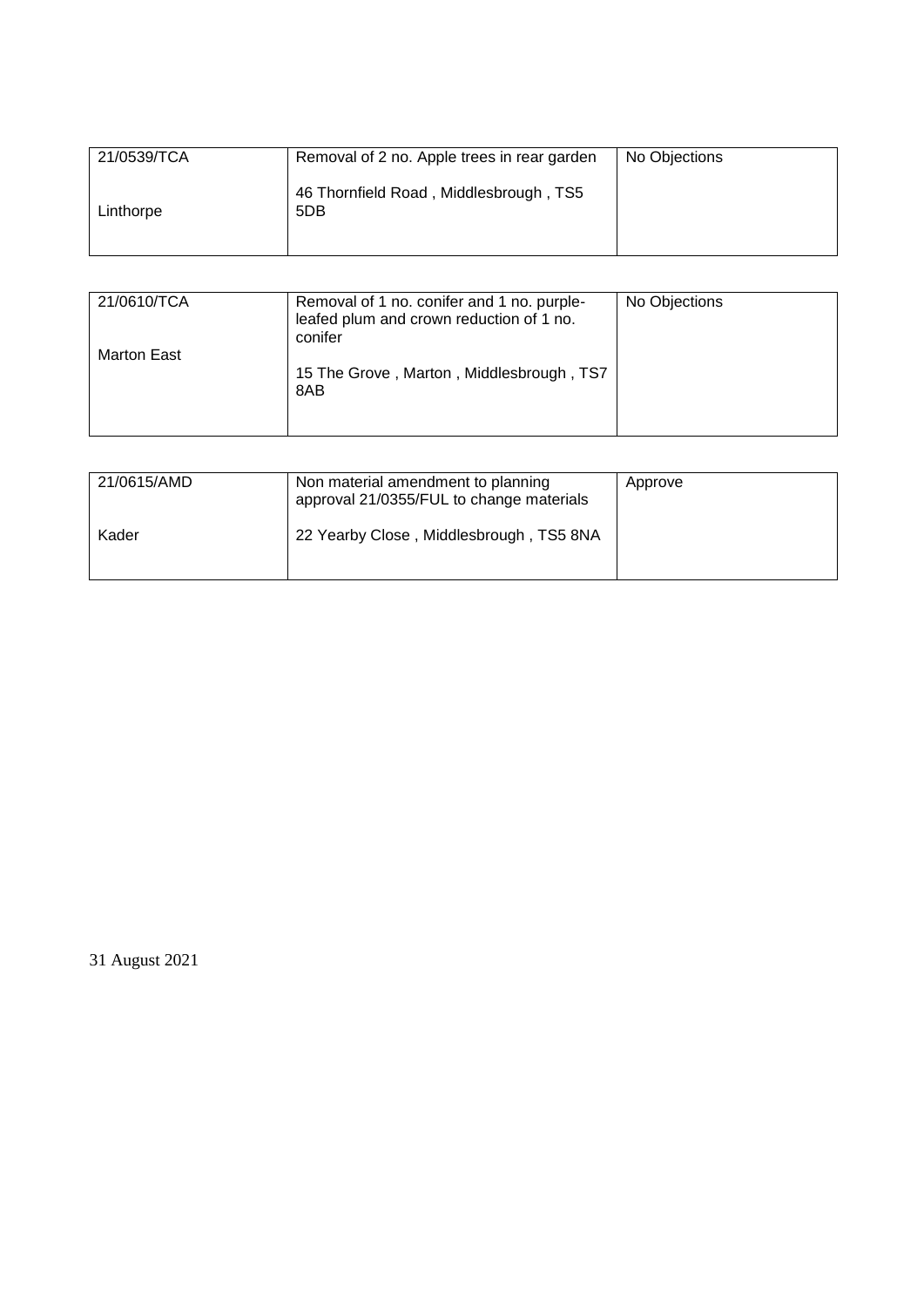| | | |
|---|---|---|
| 21/0539/TCA<br><br>Linthorpe | Removal of 2 no. Apple trees in rear garden<br><br>46 Thornfield Road , Middlesbrough , TS5 5DB | No Objections |

| | | |
|---|---|---|
| 21/0610/TCA<br><br>Marton East | Removal of 1 no. conifer and 1 no. purple-leafed plum and crown reduction of 1 no. conifer<br><br>15 The Grove , Marton , Middlesbrough , TS7 8AB | No Objections |

| | | |
|---|---|---|
| 21/0615/AMD<br><br>Kader | Non material amendment to planning approval 21/0355/FUL to change materials<br><br>22 Yearby Close , Middlesbrough , TS5 8NA | Approve |

31 August 2021